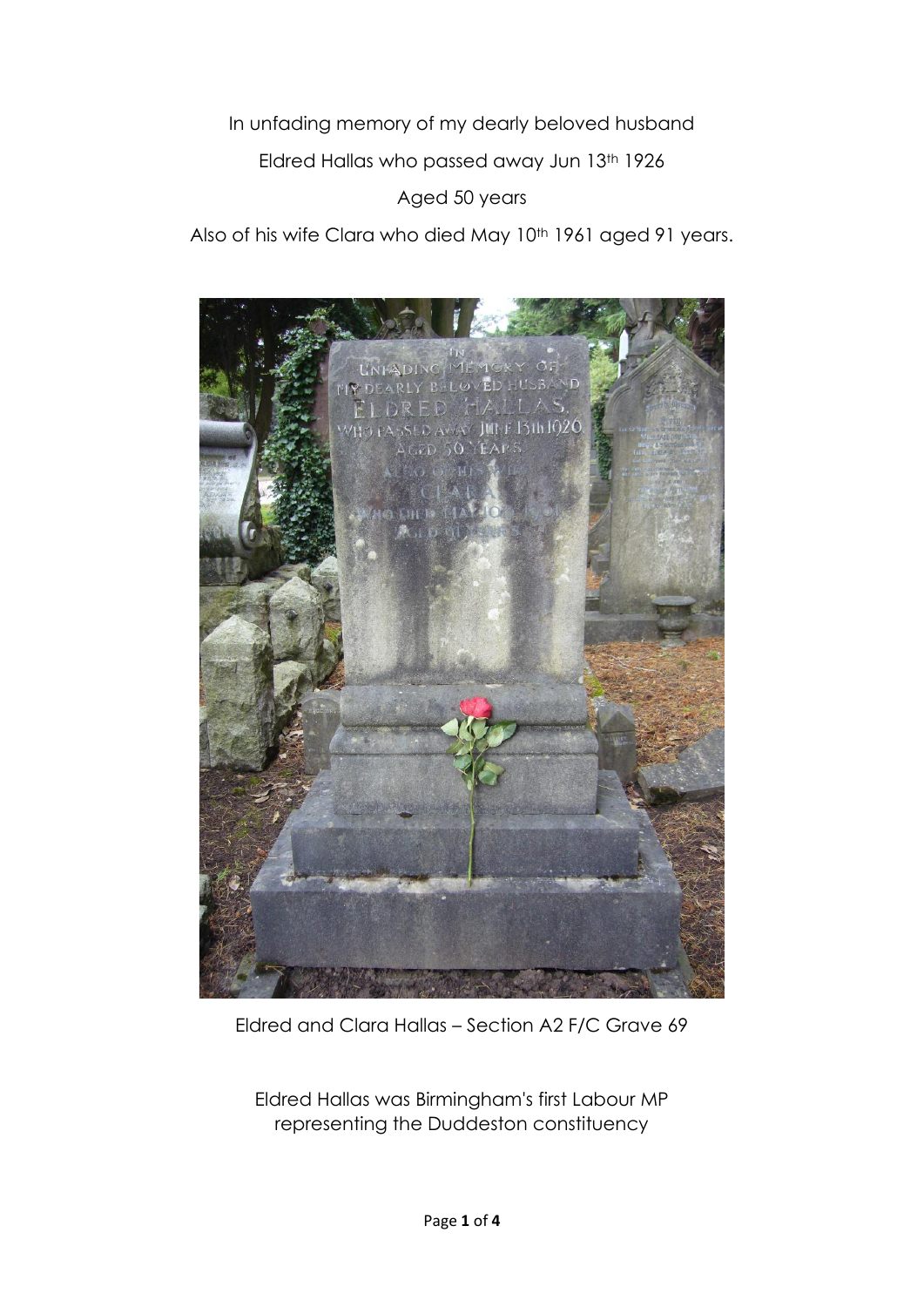In unfading memory of my dearly beloved husband

Eldred Hallas who passed away Jun 13th 1926

Aged 50 years

Also of his wife Clara who died May 10th 1961 aged 91 years.

Eldred and Clara Hallas – Section A2 F/C Grave 69

Eldred Hallas was Birmingham's first Labour MP representing the Duddeston constituency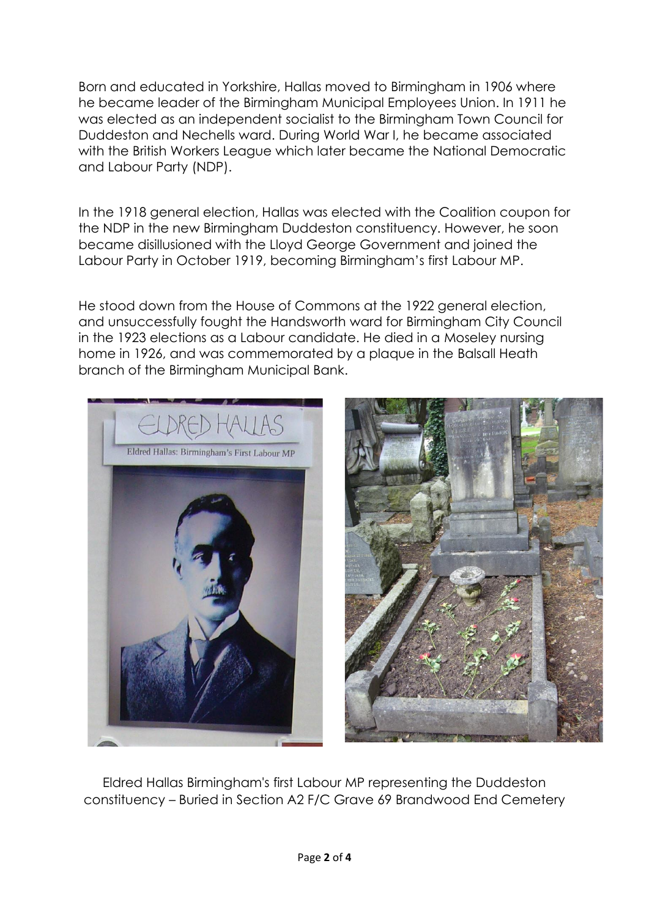Born and educated in Yorkshire, Hallas moved to Birmingham in 1906 where he became leader of the Birmingham Municipal Employees Union. In 1911 he was elected as an independent socialist to the Birmingham Town Council for Duddeston and Nechells ward. During World War I, he became associated with the British Workers League which later became the National Democratic and Labour Party (NDP).

In the 1918 general election, Hallas was elected with the Coalition coupon for the NDP in the new Birmingham Duddeston constituency. However, he soon became disillusioned with the Lloyd George Government and joined the Labour Party in October 1919, becoming Birmingham's first Labour MP.

He stood down from the House of Commons at the 1922 general election, and unsuccessfully fought the Handsworth ward for Birmingham City Council in the 1923 elections as a Labour candidate. He died in a Moseley nursing home in 1926, and was commemorated by a plaque in the Balsall Heath branch of the Birmingham Municipal Bank.

Eldred Hallas Birmingham's first Labour MP representing the Duddeston constituency – Buried in Section A2 F/C Grave 69 Brandwood End Cemetery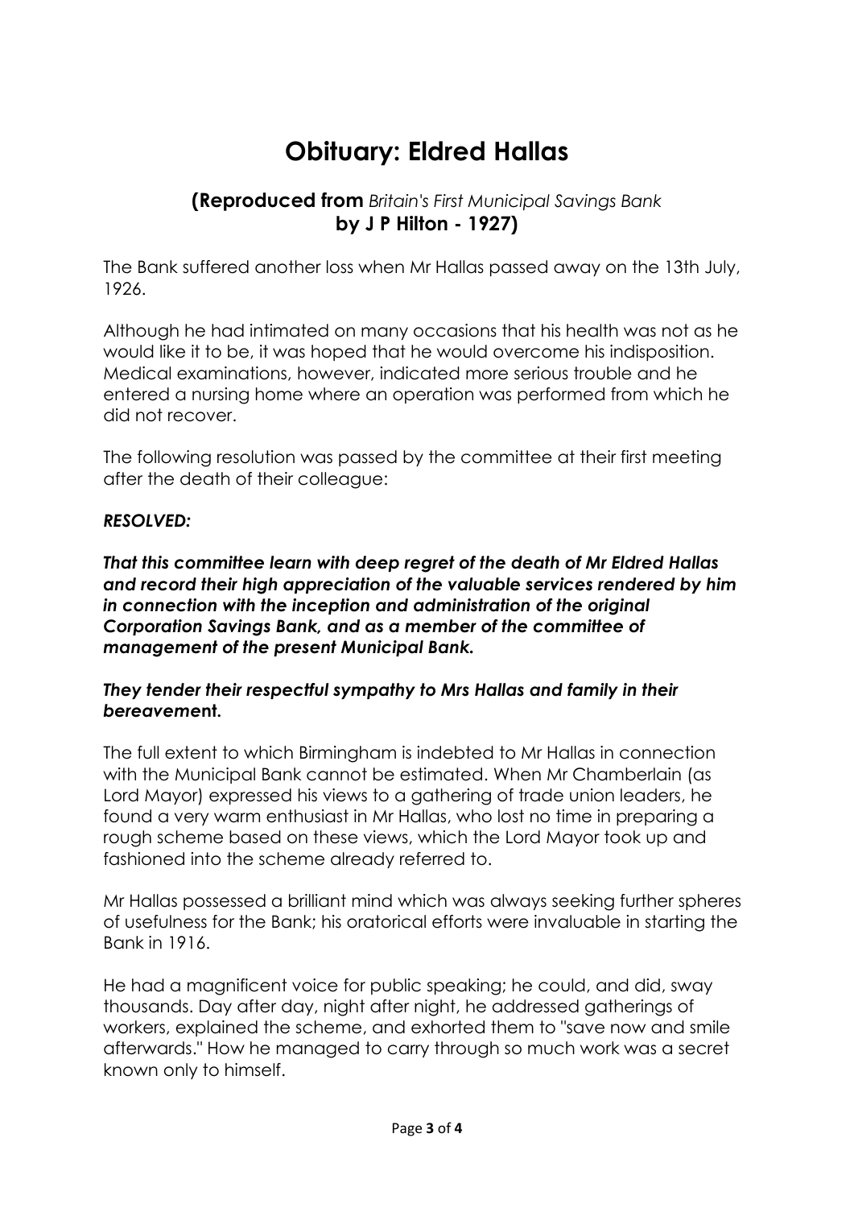# Obituary: Eldred Hallas

## **(Reproduced from** *Britain's First Municipal Savings Bank* **by J P Hilton - 1927)**

The Bank suffered another loss when Mr Hallas passed away on the 13th July, 1926.

Although he had intimated on many occasions that his health was not as he would like it to be, it was hoped that he would overcome his indisposition. Medical examinations, however, indicated more serious trouble and he entered a nursing home where an operation was performed from which he did not recover.

The following resolution was passed by the committee at their first meeting after the death of their colleague:

***RESOLVED:***

***That this committee learn with deep regret of the death of Mr Eldred Hallas and record their high appreciation of the valuable services rendered by him in connection with the inception and administration of the original Corporation Savings Bank, and as a member of the committee of management of the present Municipal Bank.***

***They tender their respectful sympathy to Mrs Hallas and family in their bereavement.***

The full extent to which Birmingham is indebted to Mr Hallas in connection with the Municipal Bank cannot be estimated. When Mr Chamberlain (as Lord Mayor) expressed his views to a gathering of trade union leaders, he found a very warm enthusiast in Mr Hallas, who lost no time in preparing a rough scheme based on these views, which the Lord Mayor took up and fashioned into the scheme already referred to.

Mr Hallas possessed a brilliant mind which was always seeking further spheres of usefulness for the Bank; his oratorical efforts were invaluable in starting the Bank in 1916.

He had a magnificent voice for public speaking; he could, and did, sway thousands. Day after day, night after night, he addressed gatherings of workers, explained the scheme, and exhorted them to "save now and smile afterwards." How he managed to carry through so much work was a secret known only to himself.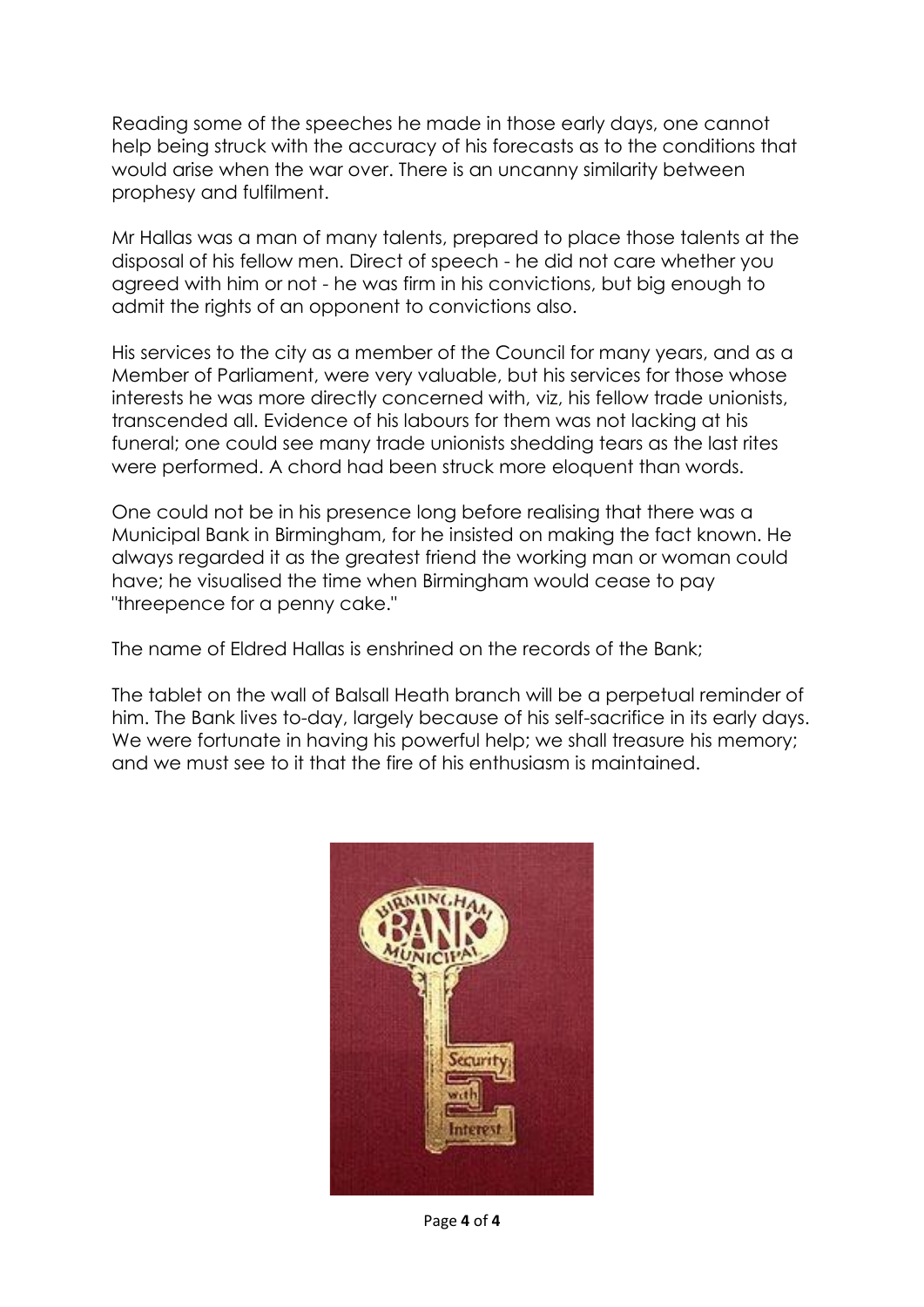Reading some of the speeches he made in those early days, one cannot help being struck with the accuracy of his forecasts as to the conditions that would arise when the war over. There is an uncanny similarity between prophesy and fulfilment.

Mr Hallas was a man of many talents, prepared to place those talents at the disposal of his fellow men. Direct of speech - he did not care whether you agreed with him or not - he was firm in his convictions, but big enough to admit the rights of an opponent to convictions also.

His services to the city as a member of the Council for many years, and as a Member of Parliament, were very valuable, but his services for those whose interests he was more directly concerned with, viz, his fellow trade unionists, transcended all. Evidence of his labours for them was not lacking at his funeral; one could see many trade unionists shedding tears as the last rites were performed. A chord had been struck more eloquent than words.

One could not be in his presence long before realising that there was a Municipal Bank in Birmingham, for he insisted on making the fact known. He always regarded it as the greatest friend the working man or woman could have; he visualised the time when Birmingham would cease to pay "threepence for a penny cake."

The name of Eldred Hallas is enshrined on the records of the Bank;

The tablet on the wall of Balsall Heath branch will be a perpetual reminder of him. The Bank lives to-day, largely because of his self-sacrifice in its early days. We were fortunate in having his powerful help; we shall treasure his memory; and we must see to it that the fire of his enthusiasm is maintained.

BIRMINGHAM
BANK
MUNICIPAL
Security
with
Interest